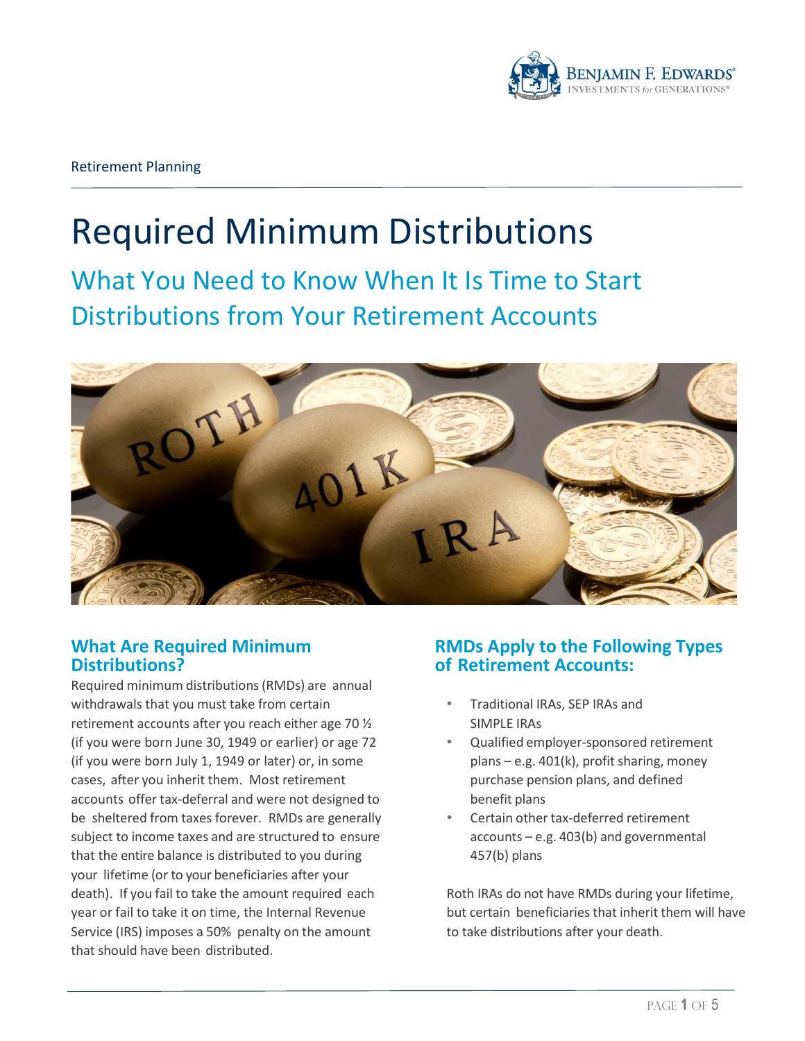Retirement Planning

# Required Minimum Distributions

## What You Need to Know When It Is Time to Start Distributions from Your Retirement Accounts

### What Are Required Minimum Distributions?

Required minimum distributions (RMDs) are annual withdrawals that you must take from certain retirement accounts after you reach either age 70 ½ (if you were born June 30, 1949 or earlier) or age 72 (if you were born July 1, 1949 or later) or, in some cases, after you inherit them. Most retirement accounts offer tax-deferral and were not designed to be sheltered from taxes forever. RMDs are generally subject to income taxes and are structured to ensure that the entire balance is distributed to you during your lifetime (or to your beneficiaries after your death). If you fail to take the amount required each year or fail to take it on time, the Internal Revenue Service (IRS) imposes a 50% penalty on the amount that should have been distributed.

### RMDs Apply to the Following Types of Retirement Accounts:

- Traditional IRAs, SEP IRAs and SIMPLE IRAs
- Qualified employer-sponsored retirement plans – e.g. 401(k), profit sharing, money purchase pension plans, and defined benefit plans
- Certain other tax-deferred retirement accounts – e.g. 403(b) and governmental 457(b) plans

Roth IRAs do not have RMDs during your lifetime, but certain beneficiaries that inherit them will have to take distributions after your death.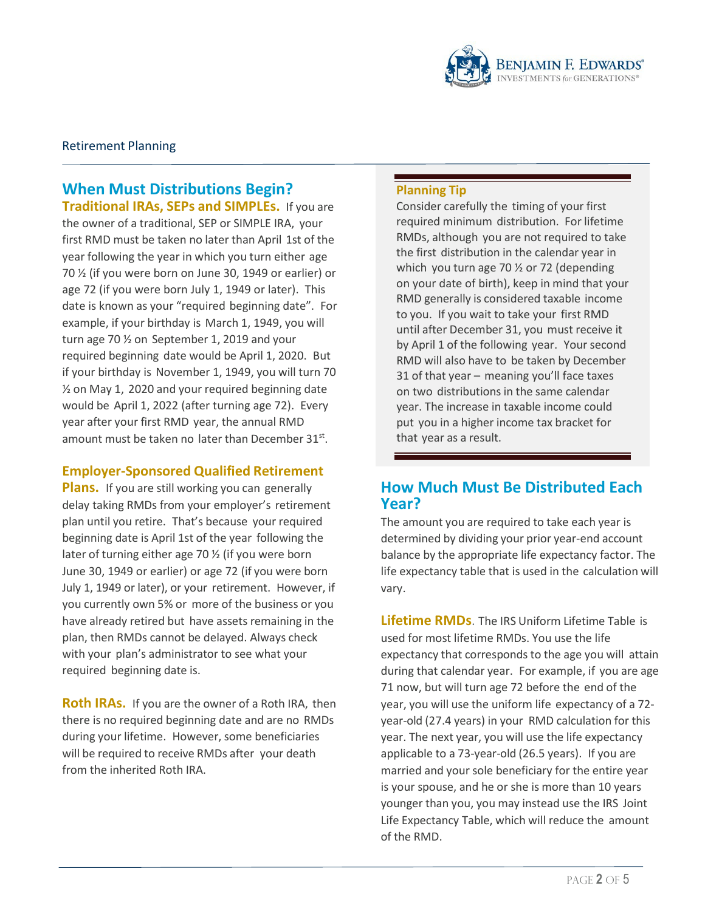Retirement Planning

## When Must Distributions Begin?

**Traditional IRAs, SEPs and SIMPLEs.** If you are the owner of a traditional, SEP or SIMPLE IRA, your first RMD must be taken no later than April 1st of the year following the year in which you turn either age 70 ½ (if you were born on June 30, 1949 or earlier) or age 72 (if you were born July 1, 1949 or later). This date is known as your "required beginning date". For example, if your birthday is March 1, 1949, you will turn age 70 ½ on September 1, 2019 and your required beginning date would be April 1, 2020. But if your birthday is November 1, 1949, you will turn 70 ½ on May 1, 2020 and your required beginning date would be April 1, 2022 (after turning age 72). Every year after your first RMD year, the annual RMD amount must be taken no later than December 31st.

**Employer-Sponsored Qualified Retirement Plans.** If you are still working you can generally delay taking RMDs from your employer's retirement plan until you retire. That's because your required beginning date is April 1st of the year following the later of turning either age 70 ½ (if you were born June 30, 1949 or earlier) or age 72 (if you were born July 1, 1949 or later), or your retirement. However, if you currently own 5% or more of the business or you have already retired but have assets remaining in the plan, then RMDs cannot be delayed. Always check with your plan's administrator to see what your required beginning date is.

**Roth IRAs.** If you are the owner of a Roth IRA, then there is no required beginning date and are no RMDs during your lifetime. However, some beneficiaries will be required to receive RMDs after your death from the inherited Roth IRA.

> **Planning Tip**
>
> Consider carefully the timing of your first required minimum distribution. For lifetime RMDs, although you are not required to take the first distribution in the calendar year in which you turn age 70 ½ or 72 (depending on your date of birth), keep in mind that your RMD generally is considered taxable income to you. If you wait to take your first RMD until after December 31, you must receive it by April 1 of the following year. Your second RMD will also have to be taken by December 31 of that year – meaning you'll face taxes on two distributions in the same calendar year. The increase in taxable income could put you in a higher income tax bracket for that year as a result.

## How Much Must Be Distributed Each Year?

The amount you are required to take each year is determined by dividing your prior year-end account balance by the appropriate life expectancy factor. The life expectancy table that is used in the calculation will vary.

**Lifetime RMDs**. The IRS Uniform Lifetime Table is used for most lifetime RMDs. You use the life expectancy that corresponds to the age you will attain during that calendar year. For example, if you are age 71 now, but will turn age 72 before the end of the year, you will use the uniform life expectancy of a 72-year-old (27.4 years) in your RMD calculation for this year. The next year, you will use the life expectancy applicable to a 73-year-old (26.5 years). If you are married and your sole beneficiary for the entire year is your spouse, and he or she is more than 10 years younger than you, you may instead use the IRS Joint Life Expectancy Table, which will reduce the amount of the RMD.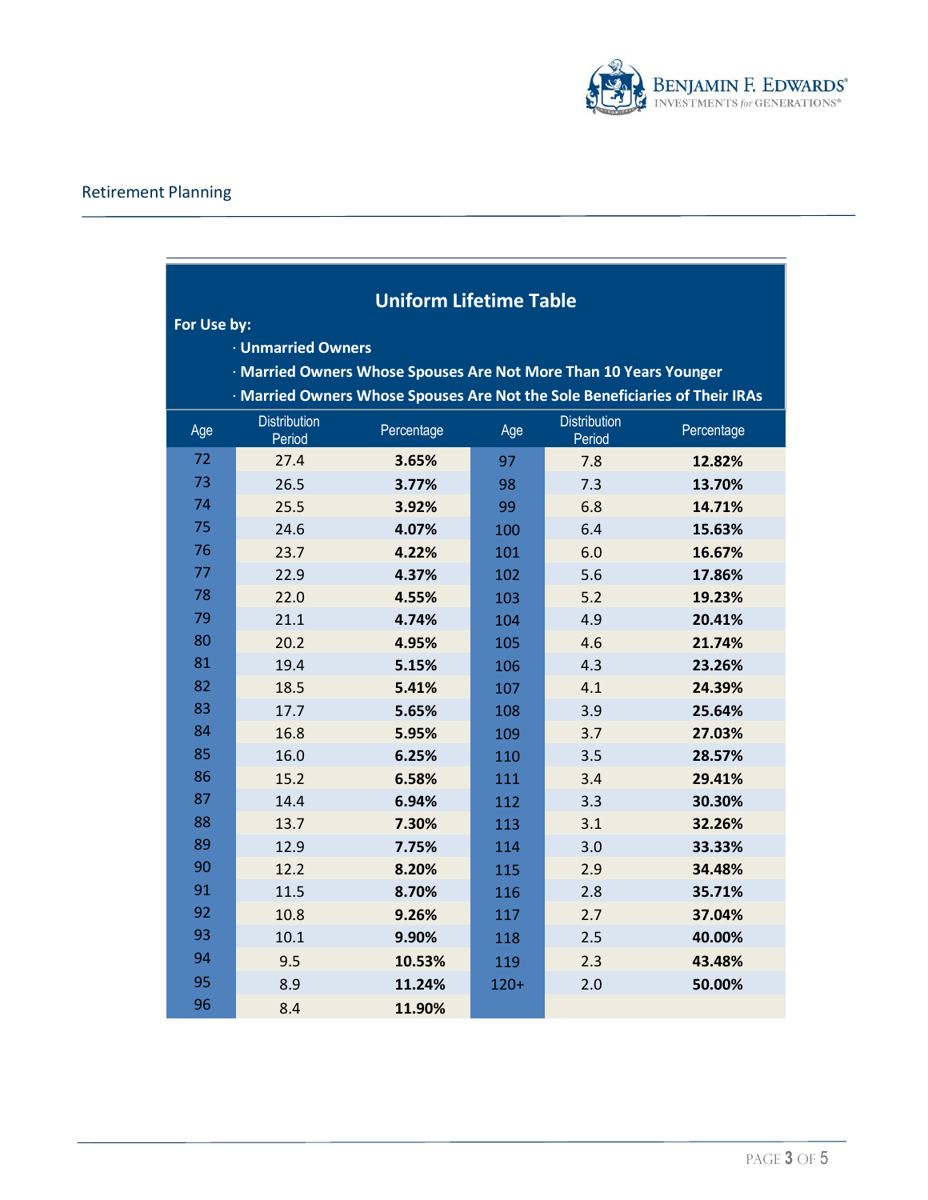Retirement Planning

## Uniform Lifetime Table

**For Use by:**

- **Unmarried Owners**
- **Married Owners Whose Spouses Are Not More Than 10 Years Younger**
- **Married Owners Whose Spouses Are Not the Sole Beneficiaries of Their IRAs**

| Age | Distribution Period | Percentage | Age | Distribution Period | Percentage |
|---|---|---|---|---|---|
| 72 | 27.4 | **3.65%** | 97 | 7.8 | **12.82%** |
| 73 | 26.5 | **3.77%** | 98 | 7.3 | **13.70%** |
| 74 | 25.5 | **3.92%** | 99 | 6.8 | **14.71%** |
| 75 | 24.6 | **4.07%** | 100 | 6.4 | **15.63%** |
| 76 | 23.7 | **4.22%** | 101 | 6.0 | **16.67%** |
| 77 | 22.9 | **4.37%** | 102 | 5.6 | **17.86%** |
| 78 | 22.0 | **4.55%** | 103 | 5.2 | **19.23%** |
| 79 | 21.1 | **4.74%** | 104 | 4.9 | **20.41%** |
| 80 | 20.2 | **4.95%** | 105 | 4.6 | **21.74%** |
| 81 | 19.4 | **5.15%** | 106 | 4.3 | **23.26%** |
| 82 | 18.5 | **5.41%** | 107 | 4.1 | **24.39%** |
| 83 | 17.7 | **5.65%** | 108 | 3.9 | **25.64%** |
| 84 | 16.8 | **5.95%** | 109 | 3.7 | **27.03%** |
| 85 | 16.0 | **6.25%** | 110 | 3.5 | **28.57%** |
| 86 | 15.2 | **6.58%** | 111 | 3.4 | **29.41%** |
| 87 | 14.4 | **6.94%** | 112 | 3.3 | **30.30%** |
| 88 | 13.7 | **7.30%** | 113 | 3.1 | **32.26%** |
| 89 | 12.9 | **7.75%** | 114 | 3.0 | **33.33%** |
| 90 | 12.2 | **8.20%** | 115 | 2.9 | **34.48%** |
| 91 | 11.5 | **8.70%** | 116 | 2.8 | **35.71%** |
| 92 | 10.8 | **9.26%** | 117 | 2.7 | **37.04%** |
| 93 | 10.1 | **9.90%** | 118 | 2.5 | **40.00%** |
| 94 | 9.5 | **10.53%** | 119 | 2.3 | **43.48%** |
| 95 | 8.9 | **11.24%** | 120+ | 2.0 | **50.00%** |
| 96 | 8.4 | **11.90%** | | | |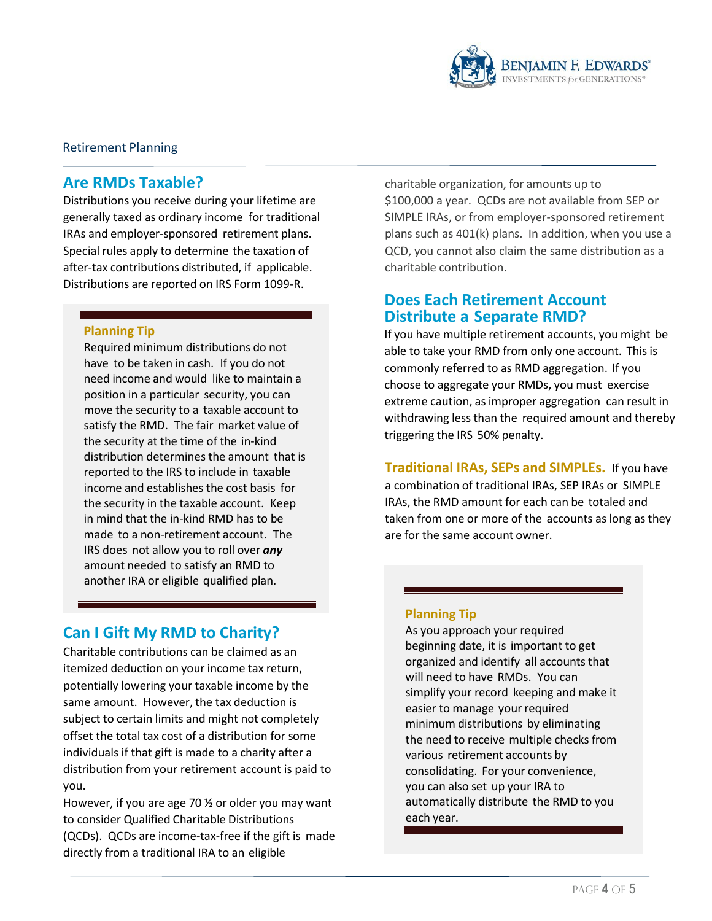Retirement Planning

## Are RMDs Taxable?

Distributions you receive during your lifetime are generally taxed as ordinary income for traditional IRAs and employer-sponsored retirement plans. Special rules apply to determine the taxation of after-tax contributions distributed, if applicable. Distributions are reported on IRS Form 1099-R.

> **Planning Tip**
>
> Required minimum distributions do not have to be taken in cash. If you do not need income and would like to maintain a position in a particular security, you can move the security to a taxable account to satisfy the RMD. The fair market value of the security at the time of the in-kind distribution determines the amount that is reported to the IRS to include in taxable income and establishes the cost basis for the security in the taxable account. Keep in mind that the in-kind RMD has to be made to a non-retirement account. The IRS does not allow you to roll over ***any*** amount needed to satisfy an RMD to another IRA or eligible qualified plan.

## Can I Gift My RMD to Charity?

Charitable contributions can be claimed as an itemized deduction on your income tax return, potentially lowering your taxable income by the same amount. However, the tax deduction is subject to certain limits and might not completely offset the total tax cost of a distribution for some individuals if that gift is made to a charity after a distribution from your retirement account is paid to you.

However, if you are age 70 ½ or older you may want to consider Qualified Charitable Distributions (QCDs). QCDs are income-tax-free if the gift is made directly from a traditional IRA to an eligible charitable organization, for amounts up to $100,000 a year. QCDs are not available from SEP or SIMPLE IRAs, or from employer-sponsored retirement plans such as 401(k) plans. In addition, when you use a QCD, you cannot also claim the same distribution as a charitable contribution.

## Does Each Retirement Account Distribute a Separate RMD?

If you have multiple retirement accounts, you might be able to take your RMD from only one account. This is commonly referred to as RMD aggregation. If you choose to aggregate your RMDs, you must exercise extreme caution, as improper aggregation can result in withdrawing less than the required amount and thereby triggering the IRS 50% penalty.

**Traditional IRAs, SEPs and SIMPLEs.** If you have a combination of traditional IRAs, SEP IRAs or SIMPLE IRAs, the RMD amount for each can be totaled and taken from one or more of the accounts as long as they are for the same account owner.

> **Planning Tip**
>
> As you approach your required beginning date, it is important to get organized and identify all accounts that will need to have RMDs. You can simplify your record keeping and make it easier to manage your required minimum distributions by eliminating the need to receive multiple checks from various retirement accounts by consolidating. For your convenience, you can also set up your IRA to automatically distribute the RMD to you each year.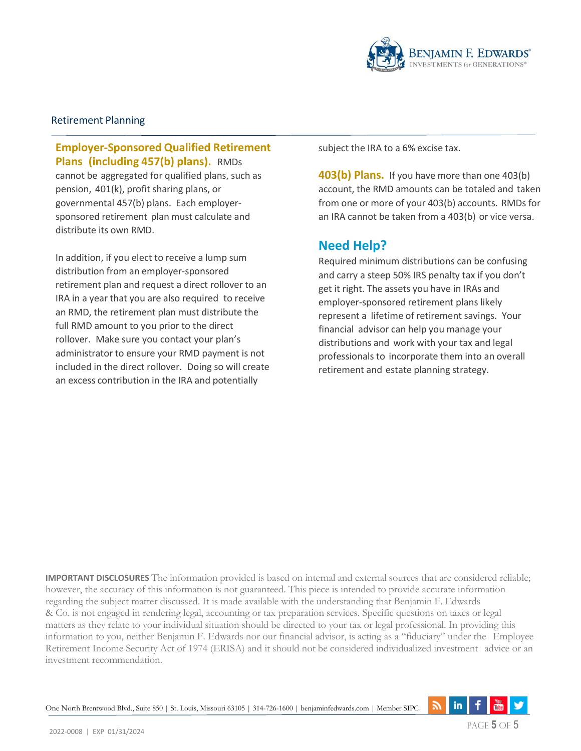Retirement Planning

**Employer-Sponsored Qualified Retirement Plans (including 457(b) plans).** RMDs cannot be aggregated for qualified plans, such as pension, 401(k), profit sharing plans, or governmental 457(b) plans. Each employer-sponsored retirement plan must calculate and distribute its own RMD.

In addition, if you elect to receive a lump sum distribution from an employer-sponsored retirement plan and request a direct rollover to an IRA in a year that you are also required to receive an RMD, the retirement plan must distribute the full RMD amount to you prior to the direct rollover. Make sure you contact your plan's administrator to ensure your RMD payment is not included in the direct rollover. Doing so will create an excess contribution in the IRA and potentially subject the IRA to a 6% excise tax.

**403(b) Plans.** If you have more than one 403(b) account, the RMD amounts can be totaled and taken from one or more of your 403(b) accounts. RMDs for an IRA cannot be taken from a 403(b) or vice versa.

## Need Help?

Required minimum distributions can be confusing and carry a steep 50% IRS penalty tax if you don't get it right. The assets you have in IRAs and employer-sponsored retirement plans likely represent a lifetime of retirement savings. Your financial advisor can help you manage your distributions and work with your tax and legal professionals to incorporate them into an overall retirement and estate planning strategy.

**IMPORTANT DISCLOSURES** The information provided is based on internal and external sources that are considered reliable; however, the accuracy of this information is not guaranteed. This piece is intended to provide accurate information regarding the subject matter discussed. It is made available with the understanding that Benjamin F. Edwards & Co. is not engaged in rendering legal, accounting or tax preparation services. Specific questions on taxes or legal matters as they relate to your individual situation should be directed to your tax or legal professional. In providing this information to you, neither Benjamin F. Edwards nor our financial advisor, is acting as a "fiduciary" under the Employee Retirement Income Security Act of 1974 (ERISA) and it should not be considered individualized investment advice or an investment recommendation.

One North Brentwood Blvd., Suite 850 | St. Louis, Missouri 63105 | 314-726-1600 | benjaminfedwards.com | Member SIPC

2022-0008 | EXP 01/31/2024